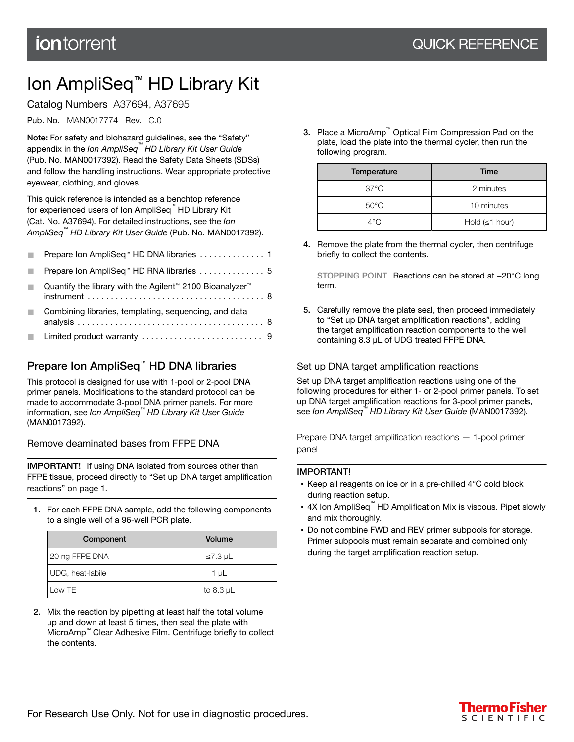# Ion AmpliSeq™ HD Library Kit

Catalog Numbers A37694, A37695

Pub. No. MAN0017774 Rev. C.0

**Note:** For safety and biohazard guidelines, see the "Safety" appendix in the *Ion AmpliSeq™ HD Library Kit User Guide* (Pub. No. MAN0017392). Read the Safety Data Sheets (SDSs) and follow the handling instructions. Wear appropriate protective eyewear, clothing, and gloves.

This quick reference is intended as a benchtop reference for experienced users of Ion AmpliSeq™ HD Library Kit (Cat. No. A37694). For detailed instructions, see the *Ion AmpliSeq™ HD Library Kit User Guide* (Pub. No. MAN0017392).

- Prepare Ion AmpliSeq™ HD DNA libraries . . . . . . . . . . . . . . 1
- Prepare Ion AmpliSeq™ HD RNA libraries . . . . . . . . . . . . . . 5
- Quantify the library with the Agilent™ 2100 Bioanalyzer™ instrument . . . . . . . . . . . . . . . . . . . . . . . . . . . . . . . . . . . . . 8
- Combining libraries, templating, sequencing, and data analysis . . . . . . . . . . . . . . . . . . . . . . . . . . . . . . . . . . . . . . . 8
- Limited product warranty . . . . . . . . . . . . . . . . . . . . . . . . . . 9

## Prepare Ion AmpliSeq™ HD DNA libraries

This protocol is designed for use with 1-pool or 2-pool DNA primer panels. Modifications to the standard protocol can be made to accommodate 3-pool DNA primer panels. For more information, see *Ion AmpliSeq™ HD Library Kit User Guide* (MAN0017392).

### Remove deaminated bases from FFPE DNA

**IMPORTANT!** If using DNA isolated from sources other than FFPE tissue, proceed directly to "Set up DNA target amplification reactions" on page 1.

1. For each FFPE DNA sample, add the following components to a single well of a 96-well PCR plate.

| Component | Volume |
|---|---|
| 20 ng FFPE DNA | ≤7.3 µL |
| UDG, heat-labile | 1 µL |
| Low TE | to 8.3 µL |

2. Mix the reaction by pipetting at least half the total volume up and down at least 5 times, then seal the plate with MicroAmp™ Clear Adhesive Film. Centrifuge briefly to collect the contents.

3. Place a MicroAmp™ Optical Film Compression Pad on the plate, load the plate into the thermal cycler, then run the following program.

| Temperature | Time |
|---|---|
| 37°C | 2 minutes |
| 50°C | 10 minutes |
| 4°C | Hold (≤1 hour) |

4. Remove the plate from the thermal cycler, then centrifuge briefly to collect the contents.

STOPPING POINT Reactions can be stored at –20°C long term.

5. Carefully remove the plate seal, then proceed immediately to "Set up DNA target amplification reactions", adding the target amplification reaction components to the well containing 8.3 µL of UDG treated FFPE DNA.

### Set up DNA target amplification reactions

Set up DNA target amplification reactions using one of the following procedures for either 1- or 2-pool primer panels. To set up DNA target amplification reactions for 3-pool primer panels, see *Ion AmpliSeq™ HD Library Kit User Guide* (MAN0017392).

#### Prepare DNA target amplification reactions — 1-pool primer panel

**IMPORTANT!**

- Keep all reagents on ice or in a pre-chilled 4°C cold block during reaction setup.
- 4X Ion AmpliSeq™ HD Amplification Mix is viscous. Pipet slowly and mix thoroughly.
- Do not combine FWD and REV primer subpools for storage. Primer subpools must remain separate and combined only during the target amplification reaction setup.

For Research Use Only. Not for use in diagnostic procedures.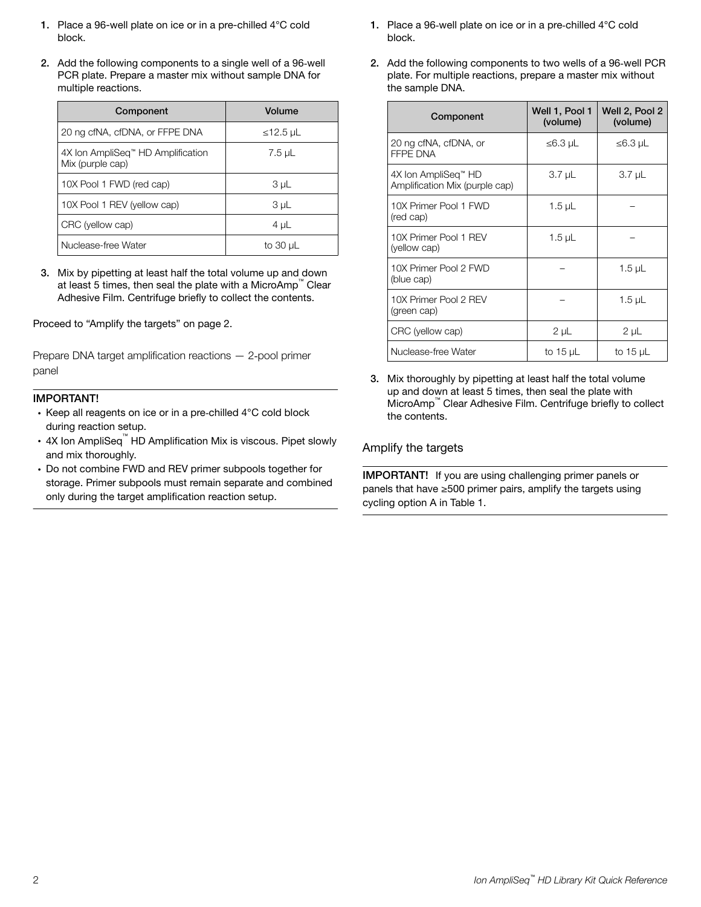1. Place a 96-well plate on ice or in a pre-chilled 4°C cold block.
2. Add the following components to a single well of a 96-well PCR plate. Prepare a master mix without sample DNA for multiple reactions.

| Component | Volume |
| --- | --- |
| 20 ng cfNA, cfDNA, or FFPE DNA | ≤12.5 µL |
| 4X Ion AmpliSeq™ HD Amplification Mix (purple cap) | 7.5 µL |
| 10X Pool 1 FWD (red cap) | 3 µL |
| 10X Pool 1 REV (yellow cap) | 3 µL |
| CRC (yellow cap) | 4 µL |
| Nuclease-free Water | to 30 µL |

3. Mix by pipetting at least half the total volume up and down at least 5 times, then seal the plate with a MicroAmp™ Clear Adhesive Film. Centrifuge briefly to collect the contents.

Proceed to “Amplify the targets” on page 2.

## Prepare DNA target amplification reactions — 2-pool primer panel

**IMPORTANT!**

- Keep all reagents on ice or in a pre-chilled 4°C cold block during reaction setup.
- 4X Ion AmpliSeq™ HD Amplification Mix is viscous. Pipet slowly and mix thoroughly.
- Do not combine FWD and REV primer subpools together for storage. Primer subpools must remain separate and combined only during the target amplification reaction setup.

1. Place a 96-well plate on ice or in a pre-chilled 4°C cold block.
2. Add the following components to two wells of a 96-well PCR plate. For multiple reactions, prepare a master mix without the sample DNA.

| Component | Well 1, Pool 1 (volume) | Well 2, Pool 2 (volume) |
| --- | --- | --- |
| 20 ng cfNA, cfDNA, or FFPE DNA | ≤6.3 µL | ≤6.3 µL |
| 4X Ion AmpliSeq™ HD Amplification Mix (purple cap) | 3.7 µL | 3.7 µL |
| 10X Primer Pool 1 FWD (red cap) | 1.5 µL | – |
| 10X Primer Pool 1 REV (yellow cap) | 1.5 µL | – |
| 10X Primer Pool 2 FWD (blue cap) | – | 1.5 µL |
| 10X Primer Pool 2 REV (green cap) | – | 1.5 µL |
| CRC (yellow cap) | 2 µL | 2 µL |
| Nuclease-free Water | to 15 µL | to 15 µL |

3. Mix thoroughly by pipetting at least half the total volume up and down at least 5 times, then seal the plate with MicroAmp™ Clear Adhesive Film. Centrifuge briefly to collect the contents.

## Amplify the targets

**IMPORTANT!** If you are using challenging primer panels or panels that have ≥500 primer pairs, amplify the targets using cycling option A in Table 1.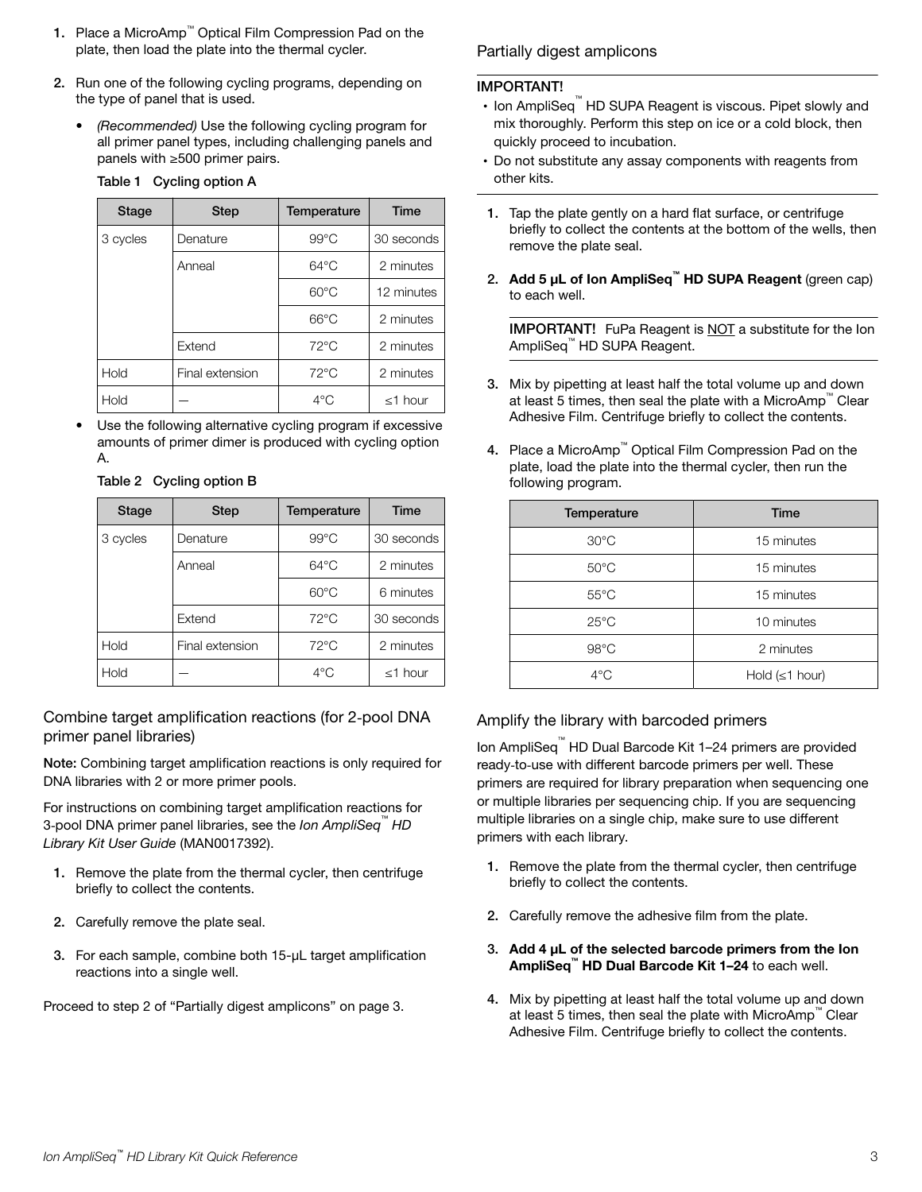1. Place a MicroAmp™ Optical Film Compression Pad on the plate, then load the plate into the thermal cycler.
2. Run one of the following cycling programs, depending on the type of panel that is used.
   - *(Recommended)* Use the following cycling program for all primer panel types, including challenging panels and panels with ≥500 primer pairs.

**Table 1 Cycling option A**

| Stage | Step | Temperature | Time |
|---|---|---|---|
| 3 cycles | Denature | 99°C | 30 seconds |
| | Anneal | 64°C | 2 minutes |
| | | 60°C | 12 minutes |
| | | 66°C | 2 minutes |
| | Extend | 72°C | 2 minutes |
| Hold | Final extension | 72°C | 2 minutes |
| Hold | — | 4°C | ≤1 hour |

   - Use the following alternative cycling program if excessive amounts of primer dimer is produced with cycling option A.

**Table 2 Cycling option B**

| Stage | Step | Temperature | Time |
|---|---|---|---|
| 3 cycles | Denature | 99°C | 30 seconds |
| | Anneal | 64°C | 2 minutes |
| | | 60°C | 6 minutes |
| | Extend | 72°C | 30 seconds |
| Hold | Final extension | 72°C | 2 minutes |
| Hold | — | 4°C | ≤1 hour |

## Combine target amplification reactions (for 2-pool DNA primer panel libraries)

**Note:** Combining target amplification reactions is only required for DNA libraries with 2 or more primer pools.

For instructions on combining target amplification reactions for 3-pool DNA primer panel libraries, see the *Ion AmpliSeq™ HD Library Kit User Guide* (MAN0017392).

1. Remove the plate from the thermal cycler, then centrifuge briefly to collect the contents.
2. Carefully remove the plate seal.
3. For each sample, combine both 15-µL target amplification reactions into a single well.

Proceed to step 2 of "Partially digest amplicons" on page 3.

## Partially digest amplicons

**IMPORTANT!**
- Ion AmpliSeq™ HD SUPA Reagent is viscous. Pipet slowly and mix thoroughly. Perform this step on ice or a cold block, then quickly proceed to incubation.
- Do not substitute any assay components with reagents from other kits.

1. Tap the plate gently on a hard flat surface, or centrifuge briefly to collect the contents at the bottom of the wells, then remove the plate seal.
2. **Add 5 µL of Ion AmpliSeq™ HD SUPA Reagent** (green cap) to each well.

   **IMPORTANT!** FuPa Reagent is NOT a substitute for the Ion AmpliSeq™ HD SUPA Reagent.

3. Mix by pipetting at least half the total volume up and down at least 5 times, then seal the plate with a MicroAmp™ Clear Adhesive Film. Centrifuge briefly to collect the contents.
4. Place a MicroAmp™ Optical Film Compression Pad on the plate, load the plate into the thermal cycler, then run the following program.

| Temperature | Time |
|---|---|
| 30°C | 15 minutes |
| 50°C | 15 minutes |
| 55°C | 15 minutes |
| 25°C | 10 minutes |
| 98°C | 2 minutes |
| 4°C | Hold (≤1 hour) |

## Amplify the library with barcoded primers

Ion AmpliSeq™ HD Dual Barcode Kit 1–24 primers are provided ready-to-use with different barcode primers per well. These primers are required for library preparation when sequencing one or multiple libraries per sequencing chip. If you are sequencing multiple libraries on a single chip, make sure to use different primers with each library.

1. Remove the plate from the thermal cycler, then centrifuge briefly to collect the contents.
2. Carefully remove the adhesive film from the plate.
3. **Add 4 µL of the selected barcode primers from the Ion AmpliSeq™ HD Dual Barcode Kit 1–24** to each well.
4. Mix by pipetting at least half the total volume up and down at least 5 times, then seal the plate with MicroAmp™ Clear Adhesive Film. Centrifuge briefly to collect the contents.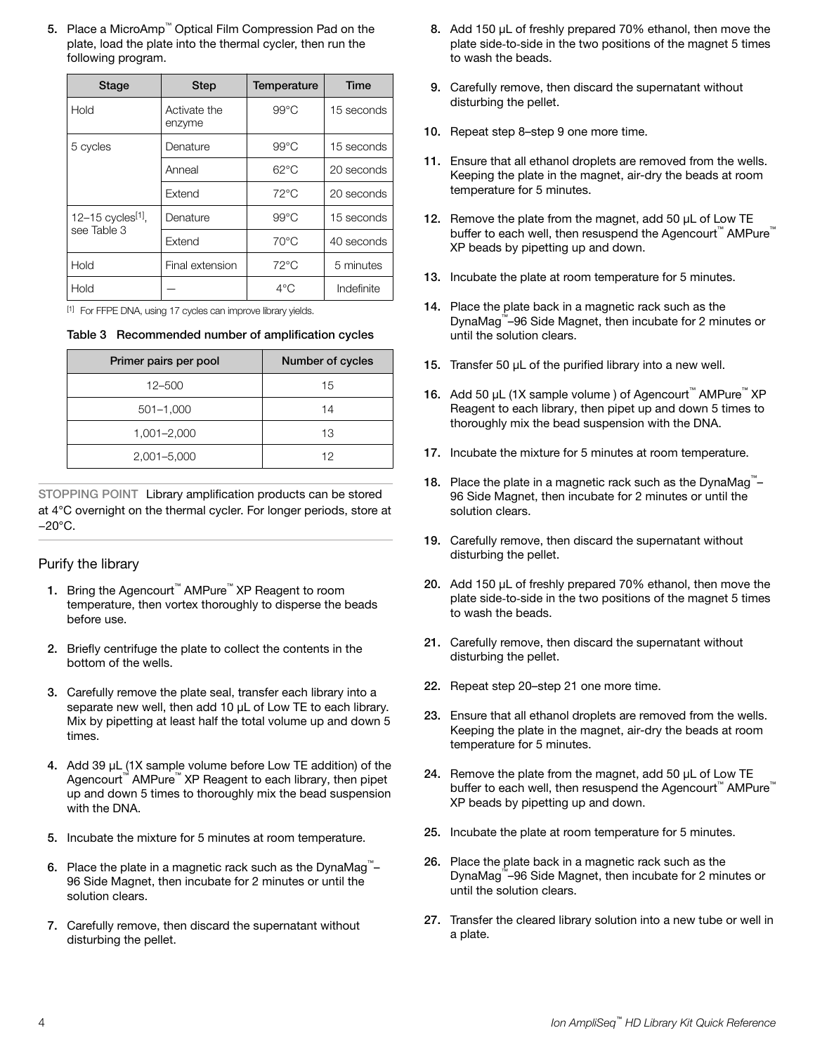5. Place a MicroAmp™ Optical Film Compression Pad on the plate, load the plate into the thermal cycler, then run the following program.

| Stage | Step | Temperature | Time |
|---|---|---|---|
| Hold | Activate the enzyme | 99°C | 15 seconds |
| 5 cycles | Denature | 99°C | 15 seconds |
| | Anneal | 62°C | 20 seconds |
| | Extend | 72°C | 20 seconds |
| 12–15 cycles[1], see Table 3 | Denature | 99°C | 15 seconds |
| | Extend | 70°C | 40 seconds |
| Hold | Final extension | 72°C | 5 minutes |
| Hold | — | 4°C | Indefinite |

[1] For FFPE DNA, using 17 cycles can improve library yields.

**Table 3 Recommended number of amplification cycles**

| Primer pairs per pool | Number of cycles |
|---|---|
| 12–500 | 15 |
| 501–1,000 | 14 |
| 1,001–2,000 | 13 |
| 2,001–5,000 | 12 |

STOPPING POINT Library amplification products can be stored at 4°C overnight on the thermal cycler. For longer periods, store at −20°C.

## Purify the library

1. Bring the Agencourt™ AMPure™ XP Reagent to room temperature, then vortex thoroughly to disperse the beads before use.
2. Briefly centrifuge the plate to collect the contents in the bottom of the wells.
3. Carefully remove the plate seal, transfer each library into a separate new well, then add 10 µL of Low TE to each library. Mix by pipetting at least half the total volume up and down 5 times.
4. Add 39 µL (1X sample volume before Low TE addition) of the Agencourt™ AMPure™ XP Reagent to each library, then pipet up and down 5 times to thoroughly mix the bead suspension with the DNA.
5. Incubate the mixture for 5 minutes at room temperature.
6. Place the plate in a magnetic rack such as the DynaMag™–96 Side Magnet, then incubate for 2 minutes or until the solution clears.
7. Carefully remove, then discard the supernatant without disturbing the pellet.
8. Add 150 µL of freshly prepared 70% ethanol, then move the plate side-to-side in the two positions of the magnet 5 times to wash the beads.
9. Carefully remove, then discard the supernatant without disturbing the pellet.
10. Repeat step 8–step 9 one more time.
11. Ensure that all ethanol droplets are removed from the wells. Keeping the plate in the magnet, air-dry the beads at room temperature for 5 minutes.
12. Remove the plate from the magnet, add 50 µL of Low TE buffer to each well, then resuspend the Agencourt™ AMPure™ XP beads by pipetting up and down.
13. Incubate the plate at room temperature for 5 minutes.
14. Place the plate back in a magnetic rack such as the DynaMag™–96 Side Magnet, then incubate for 2 minutes or until the solution clears.
15. Transfer 50 µL of the purified library into a new well.
16. Add 50 µL (1X sample volume ) of Agencourt™ AMPure™ XP Reagent to each library, then pipet up and down 5 times to thoroughly mix the bead suspension with the DNA.
17. Incubate the mixture for 5 minutes at room temperature.
18. Place the plate in a magnetic rack such as the DynaMag™–96 Side Magnet, then incubate for 2 minutes or until the solution clears.
19. Carefully remove, then discard the supernatant without disturbing the pellet.
20. Add 150 µL of freshly prepared 70% ethanol, then move the plate side-to-side in the two positions of the magnet 5 times to wash the beads.
21. Carefully remove, then discard the supernatant without disturbing the pellet.
22. Repeat step 20–step 21 one more time.
23. Ensure that all ethanol droplets are removed from the wells. Keeping the plate in the magnet, air-dry the beads at room temperature for 5 minutes.
24. Remove the plate from the magnet, add 50 µL of Low TE buffer to each well, then resuspend the Agencourt™ AMPure™ XP beads by pipetting up and down.
25. Incubate the plate at room temperature for 5 minutes.
26. Place the plate back in a magnetic rack such as the DynaMag™–96 Side Magnet, then incubate for 2 minutes or until the solution clears.
27. Transfer the cleared library solution into a new tube or well in a plate.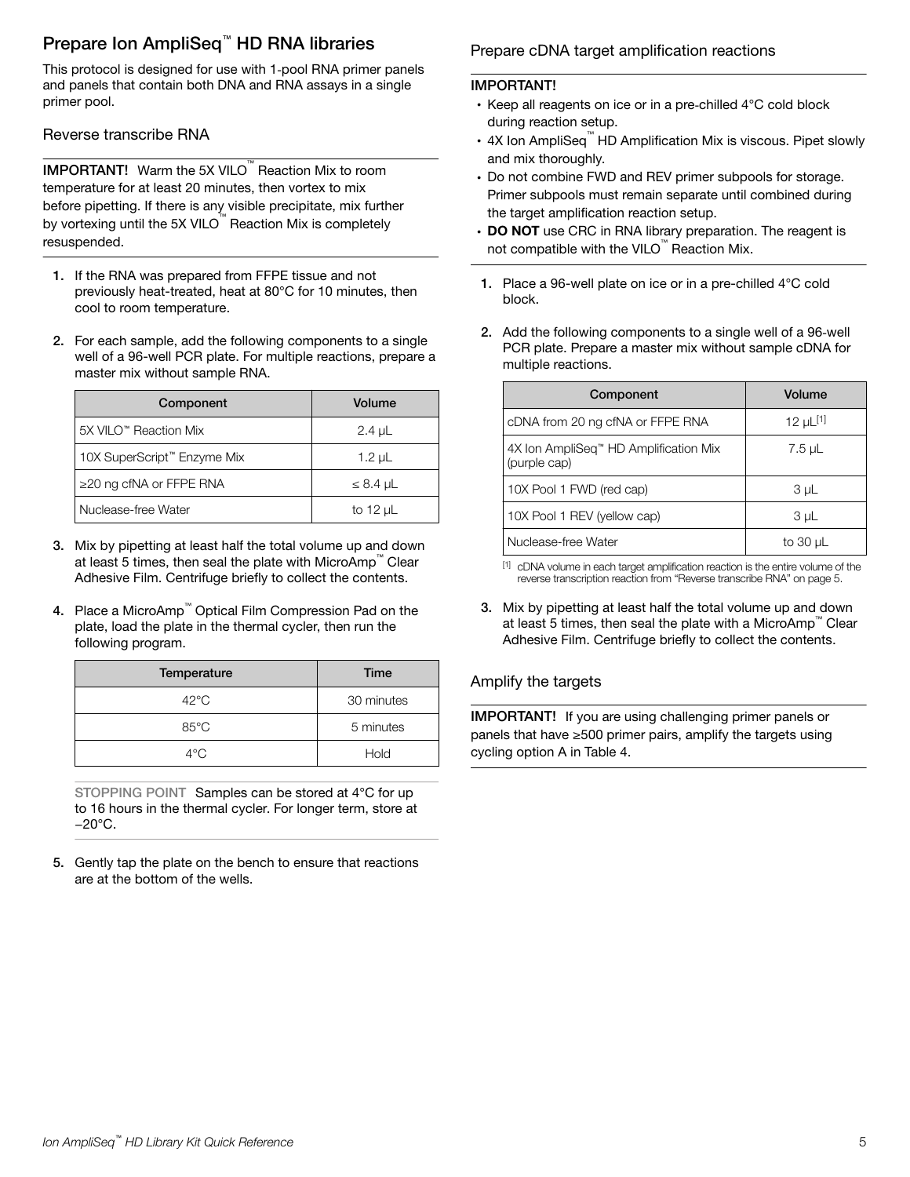## Prepare Ion AmpliSeq™ HD RNA libraries

This protocol is designed for use with 1-pool RNA primer panels and panels that contain both DNA and RNA assays in a single primer pool.

### Reverse transcribe RNA

**IMPORTANT!** Warm the 5X VILO™ Reaction Mix to room temperature for at least 20 minutes, then vortex to mix before pipetting. If there is any visible precipitate, mix further by vortexing until the 5X VILO™ Reaction Mix is completely resuspended.

1. If the RNA was prepared from FFPE tissue and not previously heat-treated, heat at 80°C for 10 minutes, then cool to room temperature.
2. For each sample, add the following components to a single well of a 96-well PCR plate. For multiple reactions, prepare a master mix without sample RNA.

| Component | Volume |
|---|---|
| 5X VILO™ Reaction Mix | 2.4 µL |
| 10X SuperScript™ Enzyme Mix | 1.2 µL |
| ≥20 ng cfNA or FFPE RNA | ≤ 8.4 µL |
| Nuclease-free Water | to 12 µL |

3. Mix by pipetting at least half the total volume up and down at least 5 times, then seal the plate with MicroAmp™ Clear Adhesive Film. Centrifuge briefly to collect the contents.
4. Place a MicroAmp™ Optical Film Compression Pad on the plate, load the plate in the thermal cycler, then run the following program.

| Temperature | Time |
|---|---|
| 42°C | 30 minutes |
| 85°C | 5 minutes |
| 4°C | Hold |

STOPPING POINT Samples can be stored at 4°C for up to 16 hours in the thermal cycler. For longer term, store at −20°C.

5. Gently tap the plate on the bench to ensure that reactions are at the bottom of the wells.

### Prepare cDNA target amplification reactions

**IMPORTANT!**

- Keep all reagents on ice or in a pre-chilled 4°C cold block during reaction setup.
- 4X Ion AmpliSeq™ HD Amplification Mix is viscous. Pipet slowly and mix thoroughly.
- Do not combine FWD and REV primer subpools for storage. Primer subpools must remain separate until combined during the target amplification reaction setup.
- **DO NOT** use CRC in RNA library preparation. The reagent is not compatible with the VILO™ Reaction Mix.

1. Place a 96-well plate on ice or in a pre-chilled 4°C cold block.
2. Add the following components to a single well of a 96-well PCR plate. Prepare a master mix without sample cDNA for multiple reactions.

| Component | Volume |
|---|---|
| cDNA from 20 ng cfNA or FFPE RNA | 12 µL[1] |
| 4X Ion AmpliSeq™ HD Amplification Mix (purple cap) | 7.5 µL |
| 10X Pool 1 FWD (red cap) | 3 µL |
| 10X Pool 1 REV (yellow cap) | 3 µL |
| Nuclease-free Water | to 30 µL |

[1] cDNA volume in each target amplification reaction is the entire volume of the reverse transcription reaction from "Reverse transcribe RNA" on page 5.

3. Mix by pipetting at least half the total volume up and down at least 5 times, then seal the plate with a MicroAmp™ Clear Adhesive Film. Centrifuge briefly to collect the contents.

### Amplify the targets

**IMPORTANT!** If you are using challenging primer panels or panels that have ≥500 primer pairs, amplify the targets using cycling option A in Table 4.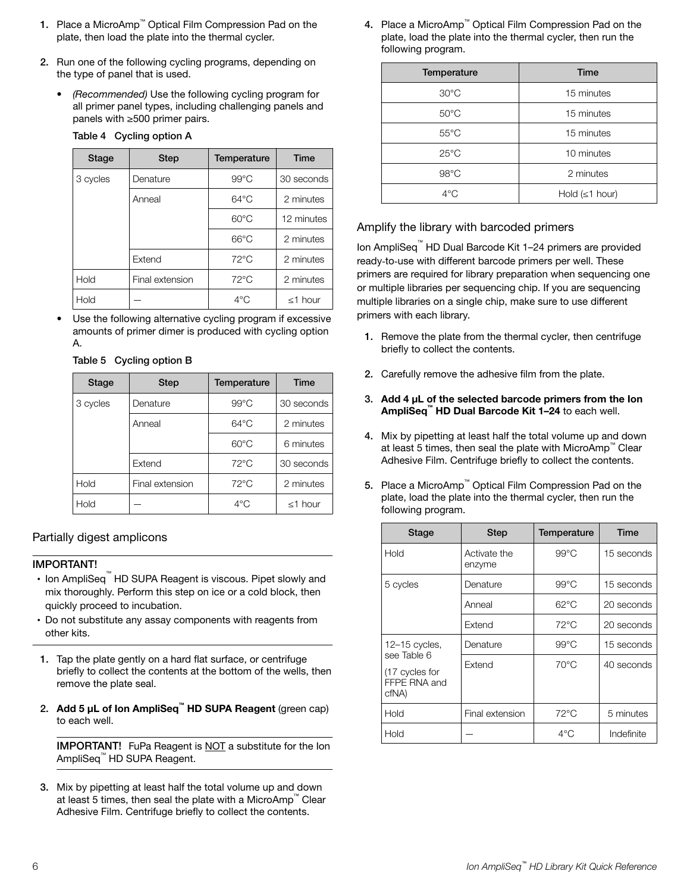1. Place a MicroAmp™ Optical Film Compression Pad on the plate, then load the plate into the thermal cycler.

2. Run one of the following cycling programs, depending on the type of panel that is used.

   - *(Recommended)* Use the following cycling program for all primer panel types, including challenging panels and panels with ≥500 primer pairs.

   **Table 4 Cycling option A**

   | Stage | Step | Temperature | Time |
   |---|---|---|---|
   | 3 cycles | Denature | 99°C | 30 seconds |
   | | Anneal | 64°C | 2 minutes |
   | | | 60°C | 12 minutes |
   | | | 66°C | 2 minutes |
   | | Extend | 72°C | 2 minutes |
   | Hold | Final extension | 72°C | 2 minutes |
   | Hold | — | 4°C | ≤1 hour |

   - Use the following alternative cycling program if excessive amounts of primer dimer is produced with cycling option A.

   **Table 5 Cycling option B**

   | Stage | Step | Temperature | Time |
   |---|---|---|---|
   | 3 cycles | Denature | 99°C | 30 seconds |
   | | Anneal | 64°C | 2 minutes |
   | | | 60°C | 6 minutes |
   | | Extend | 72°C | 30 seconds |
   | Hold | Final extension | 72°C | 2 minutes |
   | Hold | — | 4°C | ≤1 hour |

## Partially digest amplicons

**IMPORTANT!**

- Ion AmpliSeq™ HD SUPA Reagent is viscous. Pipet slowly and mix thoroughly. Perform this step on ice or a cold block, then quickly proceed to incubation.
- Do not substitute any assay components with reagents from other kits.

1. Tap the plate gently on a hard flat surface, or centrifuge briefly to collect the contents at the bottom of the wells, then remove the plate seal.

2. **Add 5 µL of Ion AmpliSeq™ HD SUPA Reagent** (green cap) to each well.

   **IMPORTANT!** FuPa Reagent is NOT a substitute for the Ion AmpliSeq™ HD SUPA Reagent.

3. Mix by pipetting at least half the total volume up and down at least 5 times, then seal the plate with a MicroAmp™ Clear Adhesive Film. Centrifuge briefly to collect the contents.

4. Place a MicroAmp™ Optical Film Compression Pad on the plate, load the plate into the thermal cycler, then run the following program.

   | Temperature | Time |
   |---|---|
   | 30°C | 15 minutes |
   | 50°C | 15 minutes |
   | 55°C | 15 minutes |
   | 25°C | 10 minutes |
   | 98°C | 2 minutes |
   | 4°C | Hold (≤1 hour) |

## Amplify the library with barcoded primers

Ion AmpliSeq™ HD Dual Barcode Kit 1–24 primers are provided ready-to-use with different barcode primers per well. These primers are required for library preparation when sequencing one or multiple libraries per sequencing chip. If you are sequencing multiple libraries on a single chip, make sure to use different primers with each library.

1. Remove the plate from the thermal cycler, then centrifuge briefly to collect the contents.

2. Carefully remove the adhesive film from the plate.

3. **Add 4 µL of the selected barcode primers from the Ion AmpliSeq™ HD Dual Barcode Kit 1–24** to each well.

4. Mix by pipetting at least half the total volume up and down at least 5 times, then seal the plate with MicroAmp™ Clear Adhesive Film. Centrifuge briefly to collect the contents.

5. Place a MicroAmp™ Optical Film Compression Pad on the plate, load the plate into the thermal cycler, then run the following program.

   | Stage | Step | Temperature | Time |
   |---|---|---|---|
   | Hold | Activate the enzyme | 99°C | 15 seconds |
   | 5 cycles | Denature | 99°C | 15 seconds |
   | | Anneal | 62°C | 20 seconds |
   | | Extend | 72°C | 20 seconds |
   | 12–15 cycles, see Table 6 (17 cycles for FFPE RNA and cfNA) | Denature | 99°C | 15 seconds |
   | | Extend | 70°C | 40 seconds |
   | Hold | Final extension | 72°C | 5 minutes |
   | Hold | — | 4°C | Indefinite |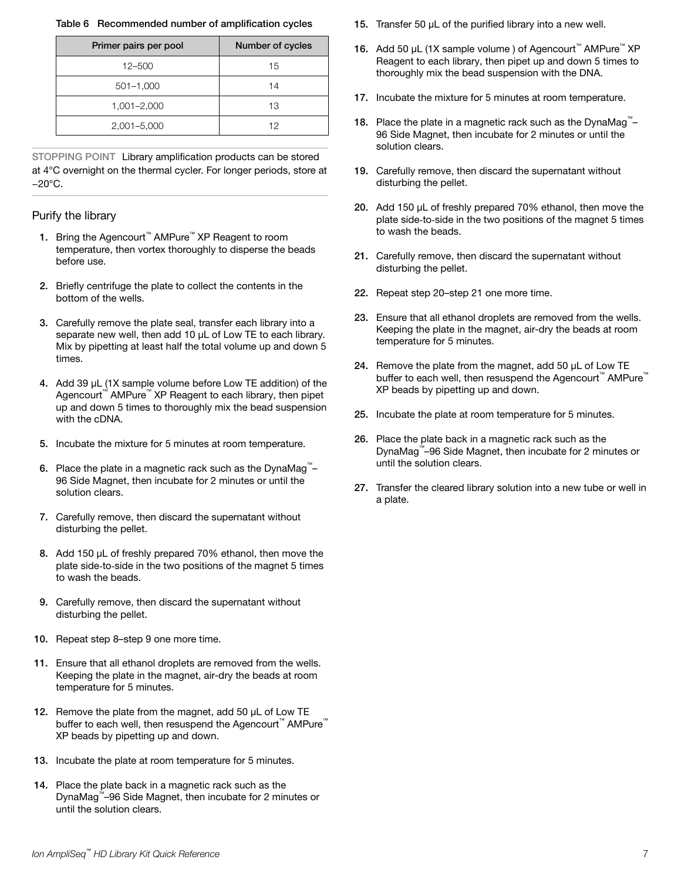**Table 6 Recommended number of amplification cycles**

| Primer pairs per pool | Number of cycles |
| --- | --- |
| 12–500 | 15 |
| 501–1,000 | 14 |
| 1,001–2,000 | 13 |
| 2,001–5,000 | 12 |

STOPPING POINT Library amplification products can be stored at 4°C overnight on the thermal cycler. For longer periods, store at −20°C.

## Purify the library

1. Bring the Agencourt™ AMPure™ XP Reagent to room temperature, then vortex thoroughly to disperse the beads before use.
2. Briefly centrifuge the plate to collect the contents in the bottom of the wells.
3. Carefully remove the plate seal, transfer each library into a separate new well, then add 10 µL of Low TE to each library. Mix by pipetting at least half the total volume up and down 5 times.
4. Add 39 µL (1X sample volume before Low TE addition) of the Agencourt™ AMPure™ XP Reagent to each library, then pipet up and down 5 times to thoroughly mix the bead suspension with the cDNA.
5. Incubate the mixture for 5 minutes at room temperature.
6. Place the plate in a magnetic rack such as the DynaMag™–96 Side Magnet, then incubate for 2 minutes or until the solution clears.
7. Carefully remove, then discard the supernatant without disturbing the pellet.
8. Add 150 µL of freshly prepared 70% ethanol, then move the plate side-to-side in the two positions of the magnet 5 times to wash the beads.
9. Carefully remove, then discard the supernatant without disturbing the pellet.
10. Repeat step 8–step 9 one more time.
11. Ensure that all ethanol droplets are removed from the wells. Keeping the plate in the magnet, air-dry the beads at room temperature for 5 minutes.
12. Remove the plate from the magnet, add 50 µL of Low TE buffer to each well, then resuspend the Agencourt™ AMPure™ XP beads by pipetting up and down.
13. Incubate the plate at room temperature for 5 minutes.
14. Place the plate back in a magnetic rack such as the DynaMag™–96 Side Magnet, then incubate for 2 minutes or until the solution clears.
15. Transfer 50 µL of the purified library into a new well.
16. Add 50 µL (1X sample volume ) of Agencourt™ AMPure™ XP Reagent to each library, then pipet up and down 5 times to thoroughly mix the bead suspension with the DNA.
17. Incubate the mixture for 5 minutes at room temperature.
18. Place the plate in a magnetic rack such as the DynaMag™–96 Side Magnet, then incubate for 2 minutes or until the solution clears.
19. Carefully remove, then discard the supernatant without disturbing the pellet.
20. Add 150 µL of freshly prepared 70% ethanol, then move the plate side-to-side in the two positions of the magnet 5 times to wash the beads.
21. Carefully remove, then discard the supernatant without disturbing the pellet.
22. Repeat step 20–step 21 one more time.
23. Ensure that all ethanol droplets are removed from the wells. Keeping the plate in the magnet, air-dry the beads at room temperature for 5 minutes.
24. Remove the plate from the magnet, add 50 µL of Low TE buffer to each well, then resuspend the Agencourt™ AMPure™ XP beads by pipetting up and down.
25. Incubate the plate at room temperature for 5 minutes.
26. Place the plate back in a magnetic rack such as the DynaMag™–96 Side Magnet, then incubate for 2 minutes or until the solution clears.
27. Transfer the cleared library solution into a new tube or well in a plate.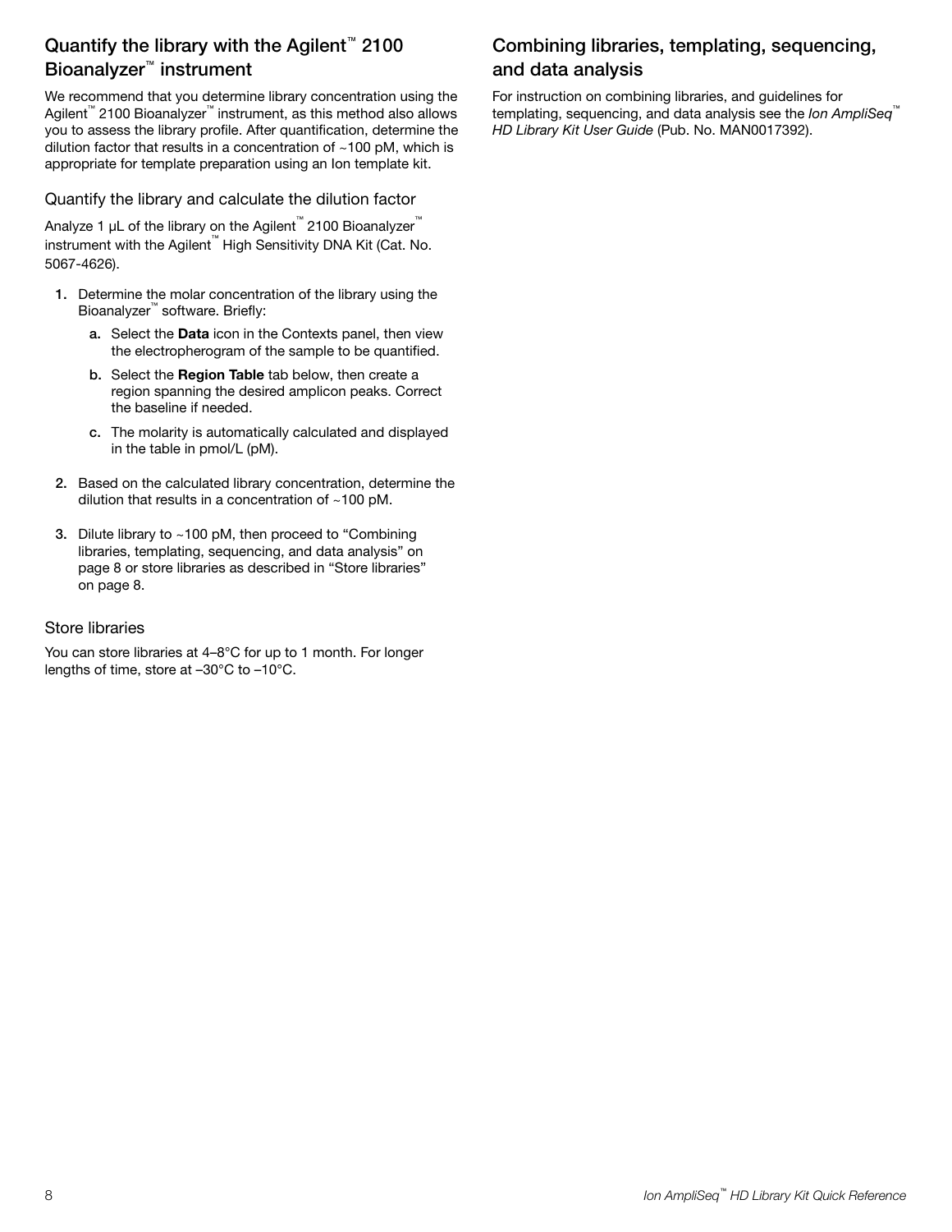## Quantify the library with the Agilent™ 2100 Bioanalyzer™ instrument

We recommend that you determine library concentration using the Agilent™ 2100 Bioanalyzer™ instrument, as this method also allows you to assess the library profile. After quantification, determine the dilution factor that results in a concentration of ~100 pM, which is appropriate for template preparation using an Ion template kit.

### Quantify the library and calculate the dilution factor

Analyze 1 µL of the library on the Agilent™ 2100 Bioanalyzer™ instrument with the Agilent™ High Sensitivity DNA Kit (Cat. No. 5067-4626).

1. Determine the molar concentration of the library using the Bioanalyzer™ software. Briefly:
   a. Select the **Data** icon in the Contexts panel, then view the electropherogram of the sample to be quantified.
   b. Select the **Region Table** tab below, then create a region spanning the desired amplicon peaks. Correct the baseline if needed.
   c. The molarity is automatically calculated and displayed in the table in pmol/L (pM).
2. Based on the calculated library concentration, determine the dilution that results in a concentration of ~100 pM.
3. Dilute library to ~100 pM, then proceed to "Combining libraries, templating, sequencing, and data analysis" on page 8 or store libraries as described in "Store libraries" on page 8.

### Store libraries

You can store libraries at 4–8°C for up to 1 month. For longer lengths of time, store at –30°C to –10°C.

## Combining libraries, templating, sequencing, and data analysis

For instruction on combining libraries, and guidelines for templating, sequencing, and data analysis see the *Ion AmpliSeq™ HD Library Kit User Guide* (Pub. No. MAN0017392).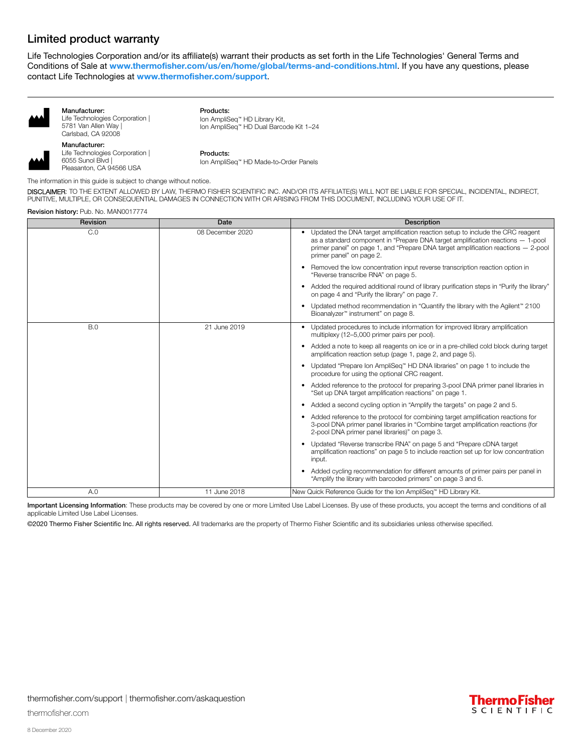## Limited product warranty

Life Technologies Corporation and/or its affiliate(s) warrant their products as set forth in the Life Technologies' General Terms and Conditions of Sale at **www.thermofisher.com/us/en/home/global/terms-and-conditions.html**. If you have any questions, please contact Life Technologies at **www.thermofisher.com/support**.

---

**Manufacturer:**
Life Technologies Corporation | 5781 Van Allen Way | Carlsbad, CA 92008

**Products:**
Ion AmpliSeq™ HD Library Kit,
Ion AmpliSeq™ HD Dual Barcode Kit 1–24

**Manufacturer:**
Life Technologies Corporation | 6055 Sunol Blvd | Pleasanton, CA 94566 USA

**Products:**
Ion AmpliSeq™ HD Made-to-Order Panels

The information in this guide is subject to change without notice.

DISCLAIMER: TO THE EXTENT ALLOWED BY LAW, THERMO FISHER SCIENTIFIC INC. AND/OR ITS AFFILIATE(S) WILL NOT BE LIABLE FOR SPECIAL, INCIDENTAL, INDIRECT, PUNITIVE, MULTIPLE, OR CONSEQUENTIAL DAMAGES IN CONNECTION WITH OR ARISING FROM THIS DOCUMENT, INCLUDING YOUR USE OF IT.

**Revision history:** Pub. No. MAN0017774

| Revision | Date | Description |
|---|---|---|
| C.0 | 08 December 2020 | • Updated the DNA target amplification reaction setup to include the CRC reagent as a standard component in "Prepare DNA target amplification reactions — 1-pool primer panel" on page 1, and "Prepare DNA target amplification reactions — 2-pool primer panel" on page 2.<br>• Removed the low concentration input reverse transcription reaction option in "Reverse transcribe RNA" on page 5.<br>• Added the required additional round of library purification steps in "Purify the library" on page 4 and "Purify the library" on page 7.<br>• Updated method recommendation in "Quantify the library with the Agilent™ 2100 Bioanalyzer™ instrument" on page 8. |
| B.0 | 21 June 2019 | • Updated procedures to include information for improved library amplification multiplexy (12–5,000 primer pairs per pool).<br>• Added a note to keep all reagents on ice or in a pre-chilled cold block during target amplification reaction setup (page 1, page 2, and page 5).<br>• Updated "Prepare Ion AmpliSeq™ HD DNA libraries" on page 1 to include the procedure for using the optional CRC reagent.<br>• Added reference to the protocol for preparing 3-pool DNA primer panel libraries in "Set up DNA target amplification reactions" on page 1.<br>• Added a second cycling option in "Amplify the targets" on page 2 and 5.<br>• Added reference to the protocol for combining target amplification reactions for 3-pool DNA primer panel libraries in "Combine target amplification reactions (for 2-pool DNA primer panel libraries)" on page 3.<br>• Updated "Reverse transcribe RNA" on page 5 and "Prepare cDNA target amplification reactions" on page 5 to include reaction set up for low concentration input.<br>• Added cycling recommendation for different amounts of primer pairs per panel in "Amplify the library with barcoded primers" on page 3 and 6. |
| A.0 | 11 June 2018 | New Quick Reference Guide for the Ion AmpliSeq™ HD Library Kit. |

**Important Licensing Information**: These products may be covered by one or more Limited Use Label Licenses. By use of these products, you accept the terms and conditions of all applicable Limited Use Label Licenses.

**©2020 Thermo Fisher Scientific Inc. All rights reserved.** All trademarks are the property of Thermo Fisher Scientific and its subsidiaries unless otherwise specified.

thermofisher.com/support | thermofisher.com/askaquestion

thermofisher.com

8 December 2020